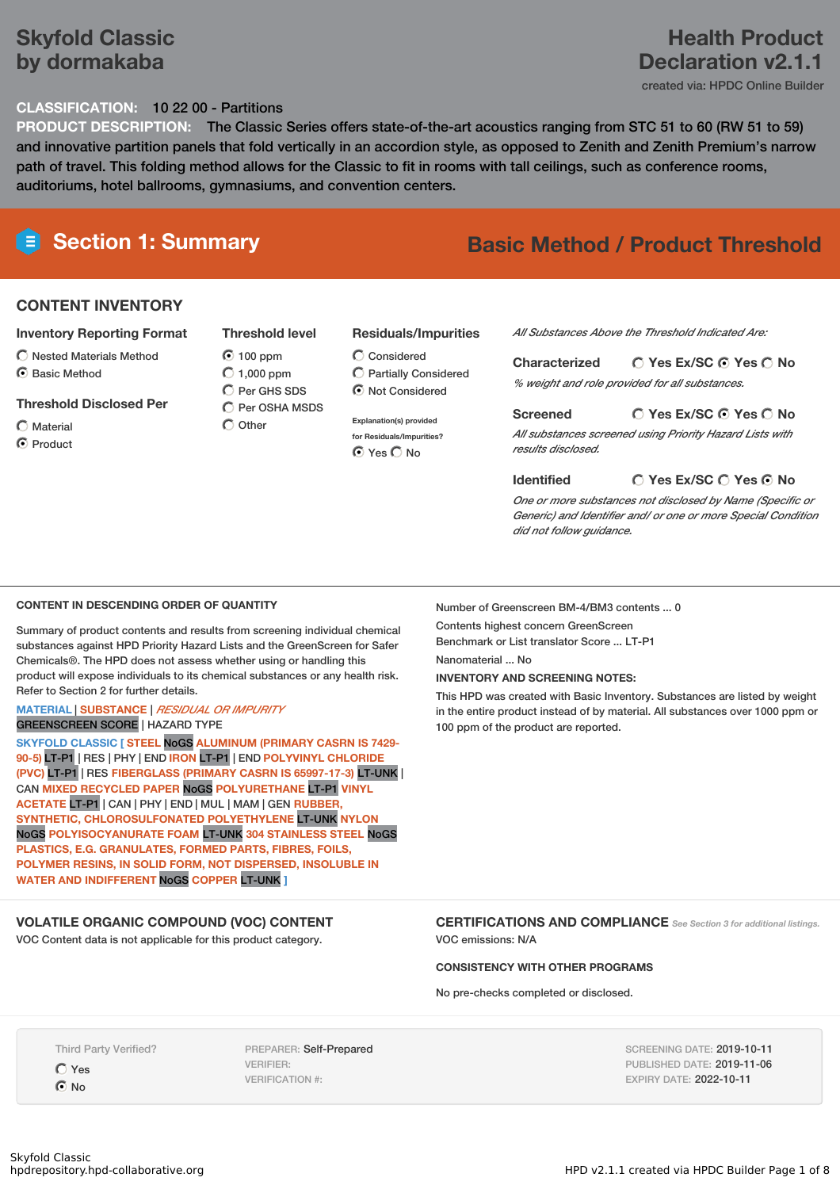# Skyfold Classic by dormakaba

## Health Product Declaration v2.1.1

created via: HPDC Online Builder

**CLASSIFICATION:** 10 22 00 - Partitions

**PRODUCT DESCRIPTION:** The Classic Series offers state-of-the-art acoustics ranging from STC 51 to 60 (RW 51 to 59) and innovative partition panels that fold vertically in an accordion style, as opposed to Zenith and Zenith Premium's narrow path of travel. This folding method allows for the Classic to fit in rooms with tall ceilings, such as conference rooms, auditoriums, hotel ballrooms, gymnasiums, and convention centers.

## Section 1: Summary

**Basic Method / Product Threshold**

### CONTENT INVENTORY

**Inventory Reporting Format**

- ○ Nested Materials Method
- ◉ Basic Method

**Threshold Disclosed Per**

- ○ Material
- ◉ Product

**Threshold level**

- ◉ 100 ppm
- ○ 1,000 ppm
- ○ Per GHS SDS
- ○ Per OSHA MSDS
- ○ Other

**Residuals/Impurities**

- ○ Considered
- ○ Partially Considered
- ◉ Not Considered

Explanation(s) provided for Residuals/Impurities?

◉ Yes ○ No

*All Substances Above the Threshold Indicated Are:*

**Characterized** ○ Yes Ex/SC ◉ Yes ○ No

*% weight and role provided for all substances.*

**Screened** ○ Yes Ex/SC ◉ Yes ○ No

*All substances screened using Priority Hazard Lists with results disclosed.*

**Identified** ○ Yes Ex/SC ○ Yes ◉ No

*One or more substances not disclosed by Name (Specific or Generic) and Identifier and/ or one or more Special Condition did not follow guidance.*

### CONTENT IN DESCENDING ORDER OF QUANTITY

Summary of product contents and results from screening individual chemical substances against HPD Priority Hazard Lists and the GreenScreen for Safer Chemicals®. The HPD does not assess whether using or handling this product will expose individuals to its chemical substances or any health risk. Refer to Section 2 for further details.

MATERIAL | SUBSTANCE | *RESIDUAL OR IMPURITY*
GREENSCREEN SCORE | HAZARD TYPE

SKYFOLD CLASSIC [ STEEL NoGS ALUMINUM (PRIMARY CASRN IS 7429-90-5) LT-P1 | RES | PHY | END IRON LT-P1 | END POLYVINYL CHLORIDE (PVC) LT-P1 | RES FIBERGLASS (PRIMARY CASRN IS 65997-17-3) LT-UNK | CAN MIXED RECYCLED PAPER NoGS POLYURETHANE LT-P1 VINYL ACETATE LT-P1 | CAN | PHY | END | MUL | MAM | GEN RUBBER, SYNTHETIC, CHLOROSULFONATED POLYETHYLENE LT-UNK NYLON NoGS POLYISOCYANURATE FOAM LT-UNK 304 STAINLESS STEEL NoGS PLASTICS, E.G. GRANULATES, FORMED PARTS, FIBRES, FOILS, POLYMER RESINS, IN SOLID FORM, NOT DISPERSED, INSOLUBLE IN WATER AND INDIFFERENT NoGS COPPER LT-UNK ]

Number of Greenscreen BM-4/BM3 contents ... 0

Contents highest concern GreenScreen Benchmark or List translator Score ... LT-P1

Nanomaterial ... No

**INVENTORY AND SCREENING NOTES:**

This HPD was created with Basic Inventory. Substances are listed by weight in the entire product instead of by material. All substances over 1000 ppm or 100 ppm of the product are reported.

### VOLATILE ORGANIC COMPOUND (VOC) CONTENT

VOC Content data is not applicable for this product category.

### CERTIFICATIONS AND COMPLIANCE *See Section 3 for additional listings.*

VOC emissions: N/A

**CONSISTENCY WITH OTHER PROGRAMS**

No pre-checks completed or disclosed.

Third Party Verified?

- ○ Yes
- ◉ No

PREPARER: Self-Prepared
VERIFIER:
VERIFICATION #:

SCREENING DATE: 2019-10-11
PUBLISHED DATE: 2019-11-06
EXPIRY DATE: 2022-10-11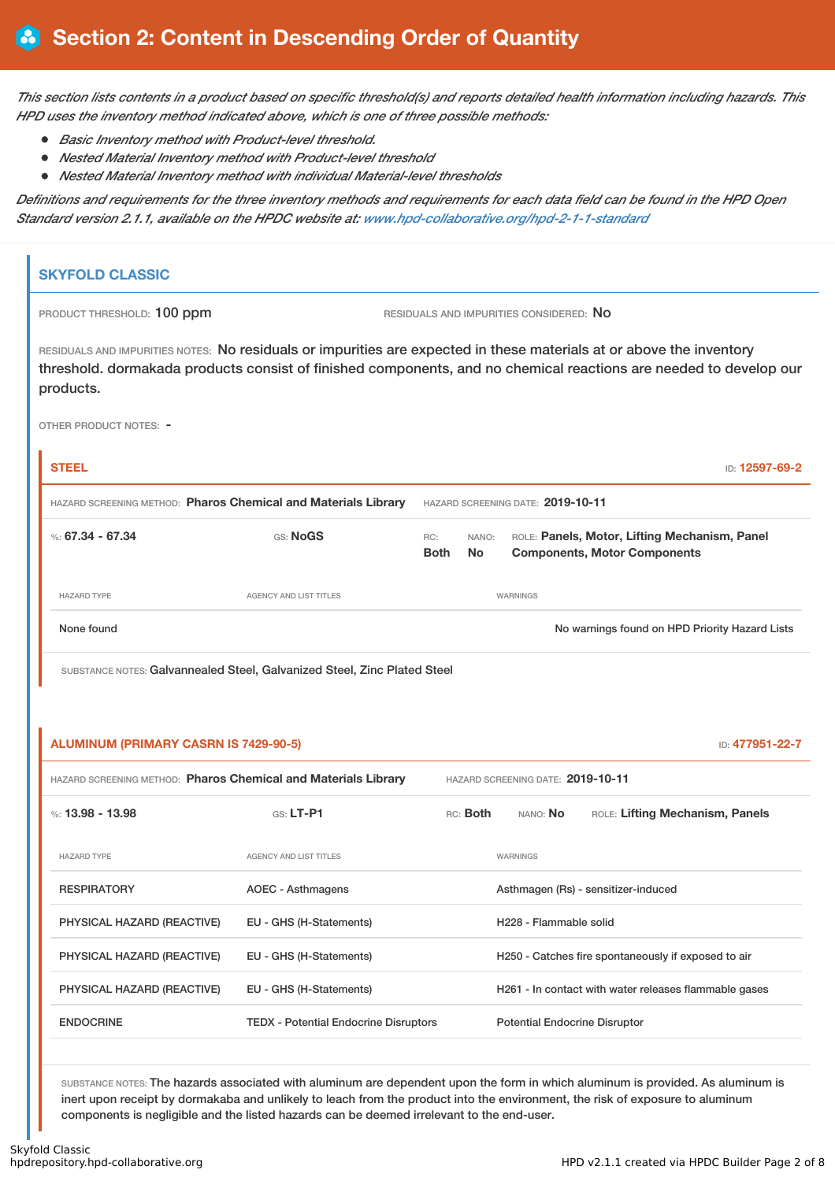## Section 2: Content in Descending Order of Quantity

*This section lists contents in a product based on specific threshold(s) and reports detailed health information including hazards. This HPD uses the inventory method indicated above, which is one of three possible methods:*

- *Basic Inventory method with Product-level threshold.*
- *Nested Material Inventory method with Product-level threshold*
- *Nested Material Inventory method with individual Material-level thresholds*

*Definitions and requirements for the three inventory methods and requirements for each data field can be found in the HPD Open Standard version 2.1.1, available on the HPDC website at: www.hpd-collaborative.org/hpd-2-1-1-standard*

### SKYFOLD CLASSIC

PRODUCT THRESHOLD: 100 ppm

RESIDUALS AND IMPURITIES CONSIDERED: No

RESIDUALS AND IMPURITIES NOTES: No residuals or impurities are expected in these materials at or above the inventory threshold. dormakada products consist of finished components, and no chemical reactions are needed to develop our products.

OTHER PRODUCT NOTES: -

#### STEEL

ID: 12597-69-2

HAZARD SCREENING METHOD: **Pharos Chemical and Materials Library**

HAZARD SCREENING DATE: **2019-10-11**

%: **67.34 - 67.34** | GS: **NoGS** | RC: **Both** | NANO: **No** | ROLE: **Panels, Motor, Lifting Mechanism, Panel Components, Motor Components**

| HAZARD TYPE | AGENCY AND LIST TITLES | WARNINGS |
|---|---|---|
| None found | | No warnings found on HPD Priority Hazard Lists |

SUBSTANCE NOTES: Galvannealed Steel, Galvanized Steel, Zinc Plated Steel

#### ALUMINUM (PRIMARY CASRN IS 7429-90-5)

ID: 477951-22-7

HAZARD SCREENING METHOD: **Pharos Chemical and Materials Library**

HAZARD SCREENING DATE: **2019-10-11**

%: **13.98 - 13.98** | GS: **LT-P1** | RC: **Both** | NANO: **No** | ROLE: **Lifting Mechanism, Panels**

| HAZARD TYPE | AGENCY AND LIST TITLES | WARNINGS |
|---|---|---|
| RESPIRATORY | AOEC - Asthmagens | Asthmagen (Rs) - sensitizer-induced |
| PHYSICAL HAZARD (REACTIVE) | EU - GHS (H-Statements) | H228 - Flammable solid |
| PHYSICAL HAZARD (REACTIVE) | EU - GHS (H-Statements) | H250 - Catches fire spontaneously if exposed to air |
| PHYSICAL HAZARD (REACTIVE) | EU - GHS (H-Statements) | H261 - In contact with water releases flammable gases |
| ENDOCRINE | TEDX - Potential Endocrine Disruptors | Potential Endocrine Disruptor |

SUBSTANCE NOTES: The hazards associated with aluminum are dependent upon the form in which aluminum is provided. As aluminum is inert upon receipt by dormakaba and unlikely to leach from the product into the environment, the risk of exposure to aluminum components is negligible and the listed hazards can be deemed irrelevant to the end-user.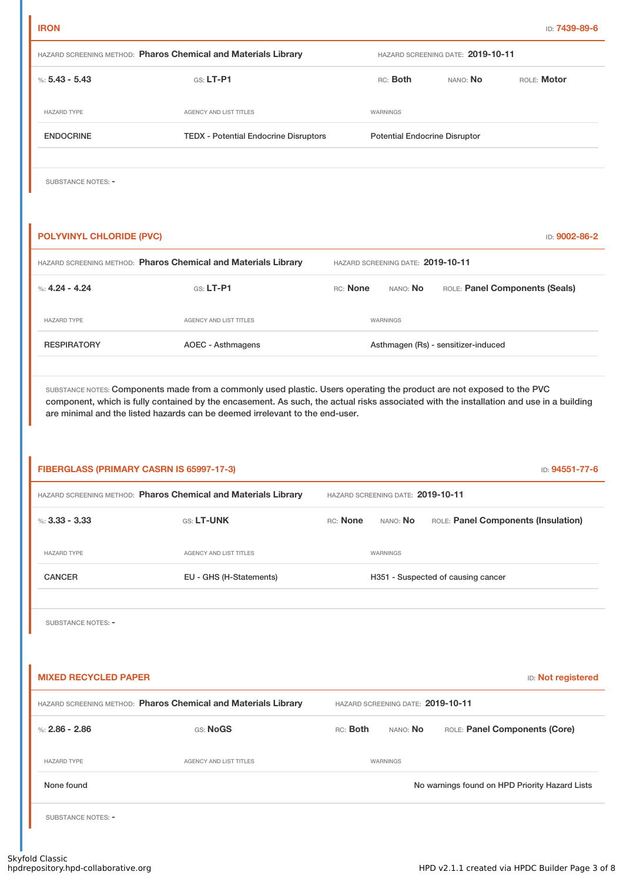## IRON

ID: **7439-89-6**

HAZARD SCREENING METHOD: **Pharos Chemical and Materials Library** HAZARD SCREENING DATE: **2019-10-11**

%: **5.43 - 5.43** GS: **LT-P1** RC: **Both** NANO: **No** ROLE: **Motor**

| HAZARD TYPE | AGENCY AND LIST TITLES | WARNINGS |
|---|---|---|
| ENDOCRINE | TEDX - Potential Endocrine Disruptors | Potential Endocrine Disruptor |

SUBSTANCE NOTES: -

## POLYVINYL CHLORIDE (PVC)

ID: **9002-86-2**

HAZARD SCREENING METHOD: **Pharos Chemical and Materials Library** HAZARD SCREENING DATE: **2019-10-11**

%: **4.24 - 4.24** GS: **LT-P1** RC: **None** NANO: **No** ROLE: **Panel Components (Seals)**

| HAZARD TYPE | AGENCY AND LIST TITLES | WARNINGS |
|---|---|---|
| RESPIRATORY | AOEC - Asthmagens | Asthmagen (Rs) - sensitizer-induced |

SUBSTANCE NOTES: Components made from a commonly used plastic. Users operating the product are not exposed to the PVC component, which is fully contained by the encasement. As such, the actual risks associated with the installation and use in a building are minimal and the listed hazards can be deemed irrelevant to the end-user.

## FIBERGLASS (PRIMARY CASRN IS 65997-17-3)

ID: **94551-77-6**

HAZARD SCREENING METHOD: **Pharos Chemical and Materials Library** HAZARD SCREENING DATE: **2019-10-11**

%: **3.33 - 3.33** GS: **LT-UNK** RC: **None** NANO: **No** ROLE: **Panel Components (Insulation)**

| HAZARD TYPE | AGENCY AND LIST TITLES | WARNINGS |
|---|---|---|
| CANCER | EU - GHS (H-Statements) | H351 - Suspected of causing cancer |

SUBSTANCE NOTES: -

## MIXED RECYCLED PAPER

ID: **Not registered**

HAZARD SCREENING METHOD: **Pharos Chemical and Materials Library** HAZARD SCREENING DATE: **2019-10-11**

%: **2.86 - 2.86** GS: **NoGS** RC: **Both** NANO: **No** ROLE: **Panel Components (Core)**

| HAZARD TYPE | AGENCY AND LIST TITLES | WARNINGS |
|---|---|---|
| None found | | No warnings found on HPD Priority Hazard Lists |

SUBSTANCE NOTES: -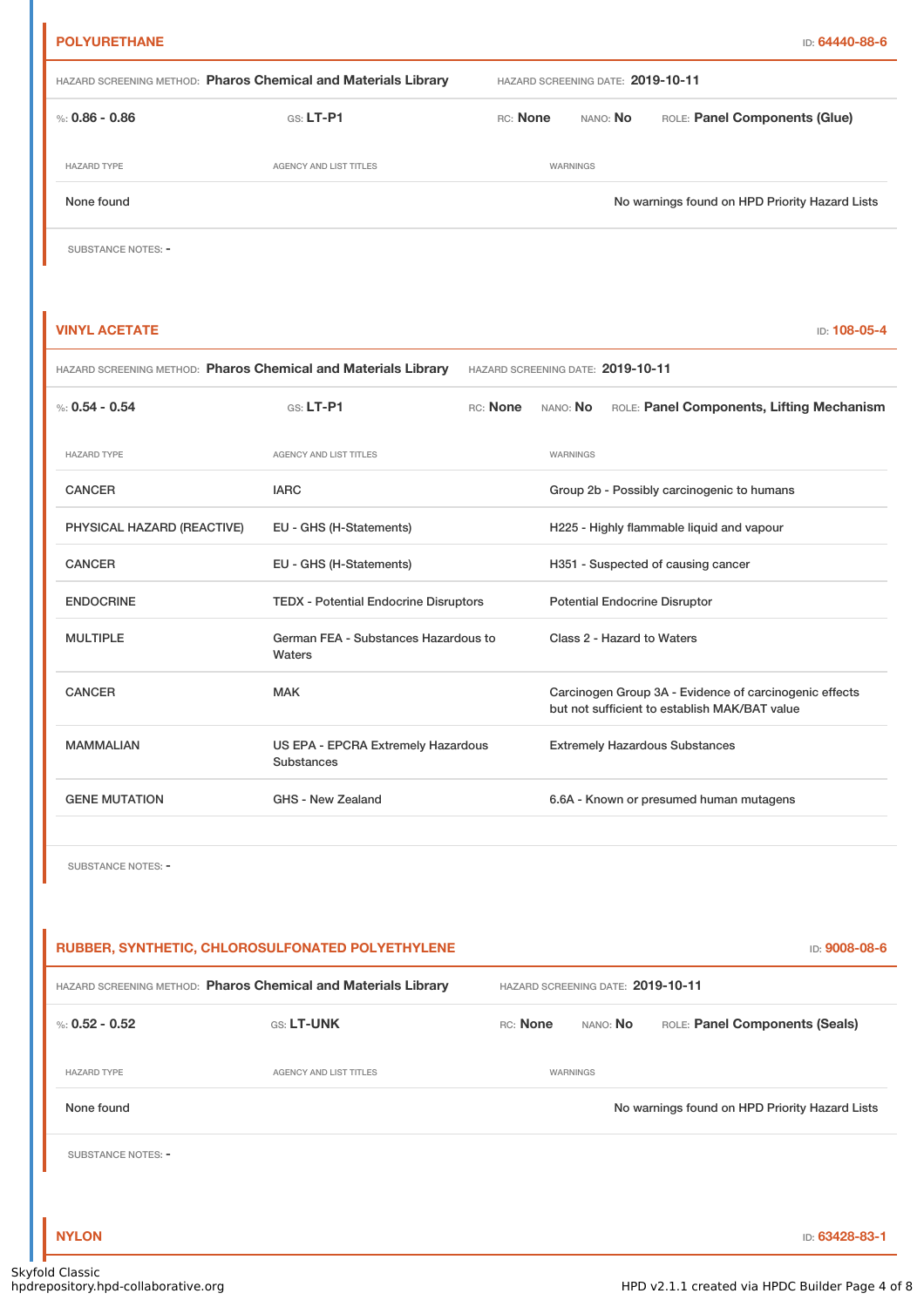## POLYURETHANE

ID: **64440-88-6**

HAZARD SCREENING METHOD: **Pharos Chemical and Materials Library** HAZARD SCREENING DATE: **2019-10-11**

%: **0.86 - 0.86** GS: **LT-P1** RC: **None** NANO: **No** ROLE: **Panel Components (Glue)**

| HAZARD TYPE | AGENCY AND LIST TITLES | WARNINGS |
|---|---|---|
| None found | | No warnings found on HPD Priority Hazard Lists |

SUBSTANCE NOTES: -

## VINYL ACETATE

ID: **108-05-4**

HAZARD SCREENING METHOD: **Pharos Chemical and Materials Library** HAZARD SCREENING DATE: **2019-10-11**

%: **0.54 - 0.54** GS: **LT-P1** RC: **None** NANO: **No** ROLE: **Panel Components, Lifting Mechanism**

| HAZARD TYPE | AGENCY AND LIST TITLES | WARNINGS |
|---|---|---|
| CANCER | IARC | Group 2b - Possibly carcinogenic to humans |
| PHYSICAL HAZARD (REACTIVE) | EU - GHS (H-Statements) | H225 - Highly flammable liquid and vapour |
| CANCER | EU - GHS (H-Statements) | H351 - Suspected of causing cancer |
| ENDOCRINE | TEDX - Potential Endocrine Disruptors | Potential Endocrine Disruptor |
| MULTIPLE | German FEA - Substances Hazardous to Waters | Class 2 - Hazard to Waters |
| CANCER | MAK | Carcinogen Group 3A - Evidence of carcinogenic effects but not sufficient to establish MAK/BAT value |
| MAMMALIAN | US EPA - EPCRA Extremely Hazardous Substances | Extremely Hazardous Substances |
| GENE MUTATION | GHS - New Zealand | 6.6A - Known or presumed human mutagens |

SUBSTANCE NOTES: -

## RUBBER, SYNTHETIC, CHLOROSULFONATED POLYETHYLENE

ID: **9008-08-6**

HAZARD SCREENING METHOD: **Pharos Chemical and Materials Library** HAZARD SCREENING DATE: **2019-10-11**

%: **0.52 - 0.52** GS: **LT-UNK** RC: **None** NANO: **No** ROLE: **Panel Components (Seals)**

| HAZARD TYPE | AGENCY AND LIST TITLES | WARNINGS |
|---|---|---|
| None found | | No warnings found on HPD Priority Hazard Lists |

SUBSTANCE NOTES: -

## NYLON

ID: **63428-83-1**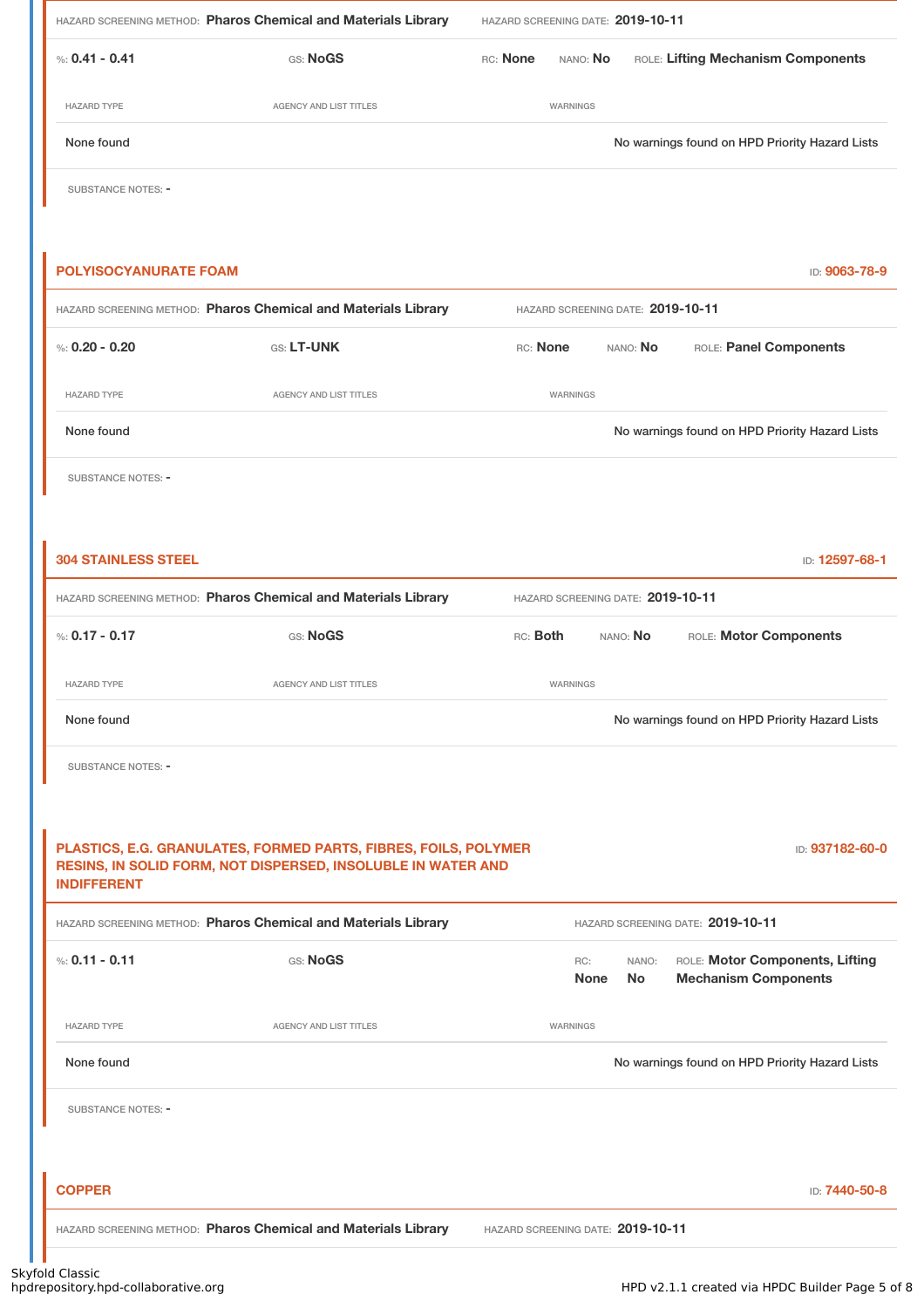HAZARD SCREENING METHOD: **Pharos Chemical and Materials Library** HAZARD SCREENING DATE: **2019-10-11**

%: **0.41 - 0.41** GS: **NoGS** RC: **None** NANO: **No** ROLE: **Lifting Mechanism Components**

| HAZARD TYPE | AGENCY AND LIST TITLES | WARNINGS |
|---|---|---|
| None found | | No warnings found on HPD Priority Hazard Lists |

SUBSTANCE NOTES: -

## POLYISOCYANURATE FOAM

ID: **9063-78-9**

HAZARD SCREENING METHOD: **Pharos Chemical and Materials Library** HAZARD SCREENING DATE: **2019-10-11**

%: **0.20 - 0.20** GS: **LT-UNK** RC: **None** NANO: **No** ROLE: **Panel Components**

| HAZARD TYPE | AGENCY AND LIST TITLES | WARNINGS |
|---|---|---|
| None found | | No warnings found on HPD Priority Hazard Lists |

SUBSTANCE NOTES: -

## 304 STAINLESS STEEL

ID: **12597-68-1**

HAZARD SCREENING METHOD: **Pharos Chemical and Materials Library** HAZARD SCREENING DATE: **2019-10-11**

%: **0.17 - 0.17** GS: **NoGS** RC: **Both** NANO: **No** ROLE: **Motor Components**

| HAZARD TYPE | AGENCY AND LIST TITLES | WARNINGS |
|---|---|---|
| None found | | No warnings found on HPD Priority Hazard Lists |

SUBSTANCE NOTES: -

## PLASTICS, E.G. GRANULATES, FORMED PARTS, FIBRES, FOILS, POLYMER RESINS, IN SOLID FORM, NOT DISPERSED, INSOLUBLE IN WATER AND INDIFFERENT

ID: **937182-60-0**

HAZARD SCREENING METHOD: **Pharos Chemical and Materials Library** HAZARD SCREENING DATE: **2019-10-11**

%: **0.11 - 0.11** GS: **NoGS** RC: **None** NANO: **No** ROLE: **Motor Components, Lifting Mechanism Components**

| HAZARD TYPE | AGENCY AND LIST TITLES | WARNINGS |
|---|---|---|
| None found | | No warnings found on HPD Priority Hazard Lists |

SUBSTANCE NOTES: -

## COPPER

ID: **7440-50-8**

HAZARD SCREENING METHOD: **Pharos Chemical and Materials Library** HAZARD SCREENING DATE: **2019-10-11**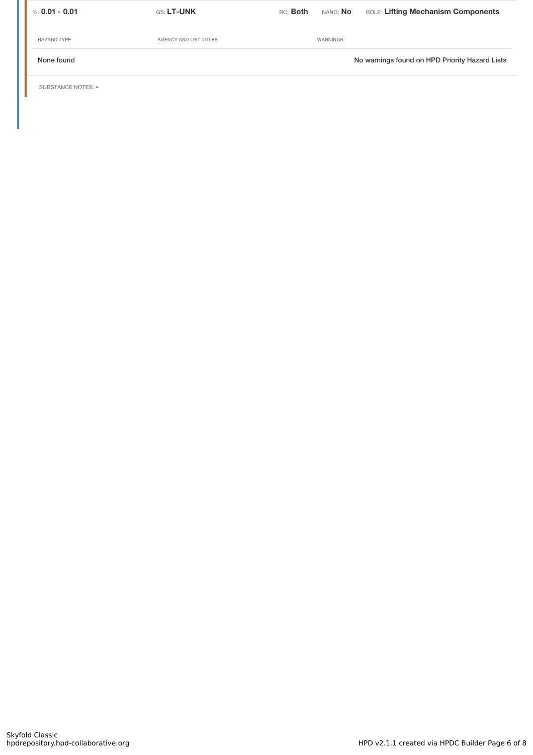| %: **0.01 - 0.01** | GS: **LT-UNK** | RC: **Both** | NANO: **No** | ROLE: **Lifting Mechanism Components** |
|---|---|---|---|---|

| HAZARD TYPE | AGENCY AND LIST TITLES | WARNINGS |
|---|---|---|
| None found | | No warnings found on HPD Priority Hazard Lists |

SUBSTANCE NOTES: -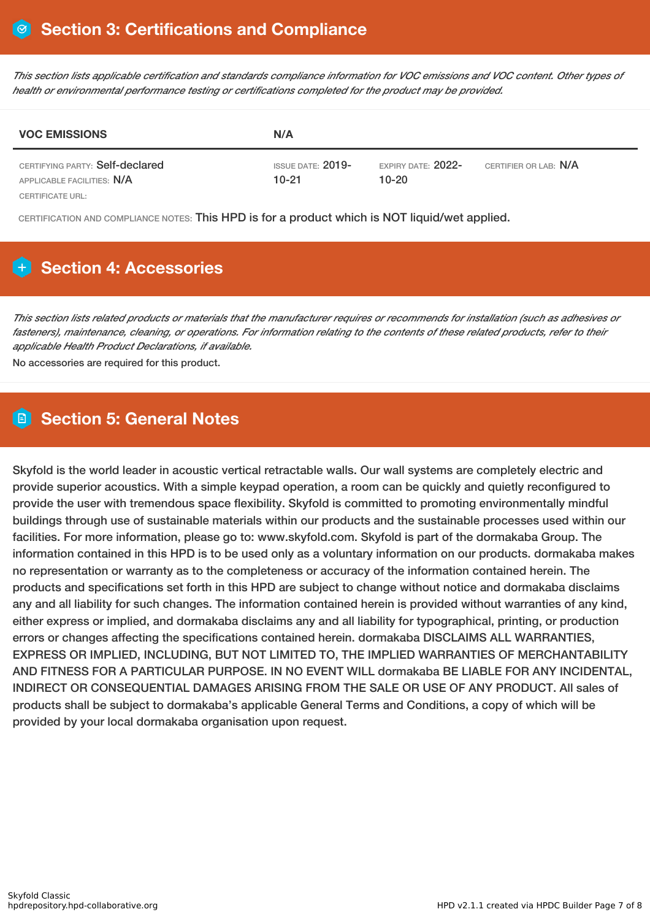## Section 3: Certifications and Compliance

*This section lists applicable certification and standards compliance information for VOC emissions and VOC content. Other types of health or environmental performance testing or certifications completed for the product may be provided.*

| VOC EMISSIONS | N/A | | |
|---|---|---|---|
| CERTIFYING PARTY: Self-declared<br>APPLICABLE FACILITIES: N/A<br>CERTIFICATE URL: | ISSUE DATE: 2019-10-21 | EXPIRY DATE: 2022-10-20 | CERTIFIER OR LAB: N/A |

CERTIFICATION AND COMPLIANCE NOTES: This HPD is for a product which is NOT liquid/wet applied.

## Section 4: Accessories

*This section lists related products or materials that the manufacturer requires or recommends for installation (such as adhesives or fasteners), maintenance, cleaning, or operations. For information relating to the contents of these related products, refer to their applicable Health Product Declarations, if available.*

No accessories are required for this product.

## Section 5: General Notes

Skyfold is the world leader in acoustic vertical retractable walls. Our wall systems are completely electric and provide superior acoustics. With a simple keypad operation, a room can be quickly and quietly reconfigured to provide the user with tremendous space flexibility. Skyfold is committed to promoting environmentally mindful buildings through use of sustainable materials within our products and the sustainable processes used within our facilities. For more information, please go to: www.skyfold.com. Skyfold is part of the dormakaba Group. The information contained in this HPD is to be used only as a voluntary information on our products. dormakaba makes no representation or warranty as to the completeness or accuracy of the information contained herein. The products and specifications set forth in this HPD are subject to change without notice and dormakaba disclaims any and all liability for such changes. The information contained herein is provided without warranties of any kind, either express or implied, and dormakaba disclaims any and all liability for typographical, printing, or production errors or changes affecting the specifications contained herein. dormakaba DISCLAIMS ALL WARRANTIES, EXPRESS OR IMPLIED, INCLUDING, BUT NOT LIMITED TO, THE IMPLIED WARRANTIES OF MERCHANTABILITY AND FITNESS FOR A PARTICULAR PURPOSE. IN NO EVENT WILL dormakaba BE LIABLE FOR ANY INCIDENTAL, INDIRECT OR CONSEQUENTIAL DAMAGES ARISING FROM THE SALE OR USE OF ANY PRODUCT. All sales of products shall be subject to dormakaba's applicable General Terms and Conditions, a copy of which will be provided by your local dormakaba organisation upon request.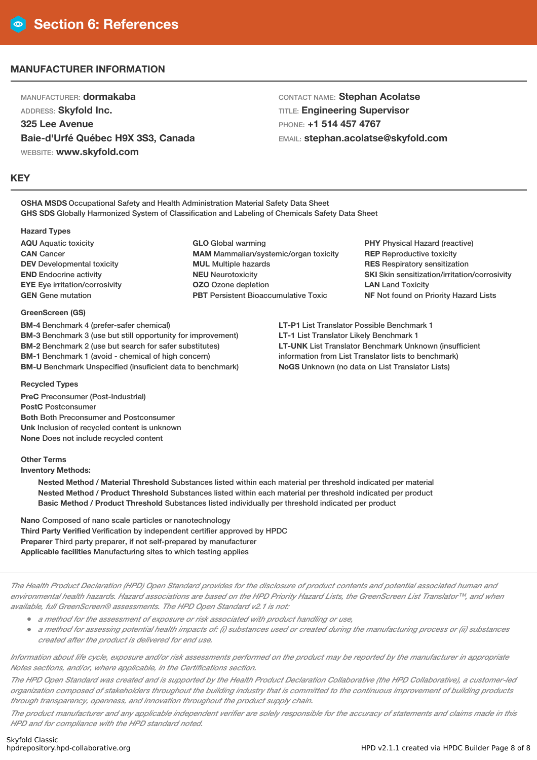# Section 6: References

## MANUFACTURER INFORMATION

MANUFACTURER: **dormakaba**
ADDRESS: **Skyfold Inc.**
**325 Lee Avenue**
**Baie-d'Urfé Québec H9X 3S3, Canada**
WEBSITE: **www.skyfold.com**

CONTACT NAME: **Stephan Acolatse**
TITLE: **Engineering Supervisor**
PHONE: **+1 514 457 4767**
EMAIL: **stephan.acolatse@skyfold.com**

## KEY

**OSHA MSDS** Occupational Safety and Health Administration Material Safety Data Sheet
**GHS SDS** Globally Harmonized System of Classification and Labeling of Chemicals Safety Data Sheet

### Hazard Types

**AQU** Aquatic toxicity
**CAN** Cancer
**DEV** Developmental toxicity
**END** Endocrine activity
**EYE** Eye irritation/corrosivity
**GEN** Gene mutation
**GLO** Global warming
**MAM** Mammalian/systemic/organ toxicity
**MUL** Multiple hazards
**NEU** Neurotoxicity
**OZO** Ozone depletion
**PBT** Persistent Bioaccumulative Toxic
**PHY** Physical Hazard (reactive)
**REP** Reproductive toxicity
**RES** Respiratory sensitization
**SKI** Skin sensitization/irritation/corrosivity
**LAN** Land Toxicity
**NF** Not found on Priority Hazard Lists

### GreenScreen (GS)

**BM-4** Benchmark 4 (prefer-safer chemical)
**BM-3** Benchmark 3 (use but still opportunity for improvement)
**BM-2** Benchmark 2 (use but search for safer substitutes)
**BM-1** Benchmark 1 (avoid - chemical of high concern)
**BM-U** Benchmark Unspecified (insuficient data to benchmark)
**LT-P1** List Translator Possible Benchmark 1
**LT-1** List Translator Likely Benchmark 1
**LT-UNK** List Translator Benchmark Unknown (insufficient information from List Translator lists to benchmark)
**NoGS** Unknown (no data on List Translator Lists)

### Recycled Types

**PreC** Preconsumer (Post-Industrial)
**PostC** Postconsumer
**Both** Both Preconsumer and Postconsumer
**Unk** Inclusion of recycled content is unknown
**None** Does not include recycled content

### Other Terms

**Inventory Methods:**

- **Nested Method / Material Threshold** Substances listed within each material per threshold indicated per material
- **Nested Method / Product Threshold** Substances listed within each material per threshold indicated per product
- **Basic Method / Product Threshold** Substances listed individually per threshold indicated per product

**Nano** Composed of nano scale particles or nanotechnology
**Third Party Verified** Verification by independent certifier approved by HPDC
**Preparer** Third party preparer, if not self-prepared by manufacturer
**Applicable facilities** Manufacturing sites to which testing applies

*The Health Product Declaration (HPD) Open Standard provides for the disclosure of product contents and potential associated human and environmental health hazards. Hazard associations are based on the HPD Priority Hazard Lists, the GreenScreen List Translator™, and when available, full GreenScreen® assessments. The HPD Open Standard v2.1 is not:*

- *a method for the assessment of exposure or risk associated with product handling or use,*
- *a method for assessing potential health impacts of: (i) substances used or created during the manufacturing process or (ii) substances created after the product is delivered for end use.*

*Information about life cycle, exposure and/or risk assessments performed on the product may be reported by the manufacturer in appropriate Notes sections, and/or, where applicable, in the Certifications section.*

*The HPD Open Standard was created and is supported by the Health Product Declaration Collaborative (the HPD Collaborative), a customer-led organization composed of stakeholders throughout the building industry that is committed to the continuous improvement of building products through transparency, openness, and innovation throughout the product supply chain.*

*The product manufacturer and any applicable independent verifier are solely responsible for the accuracy of statements and claims made in this HPD and for compliance with the HPD standard noted.*